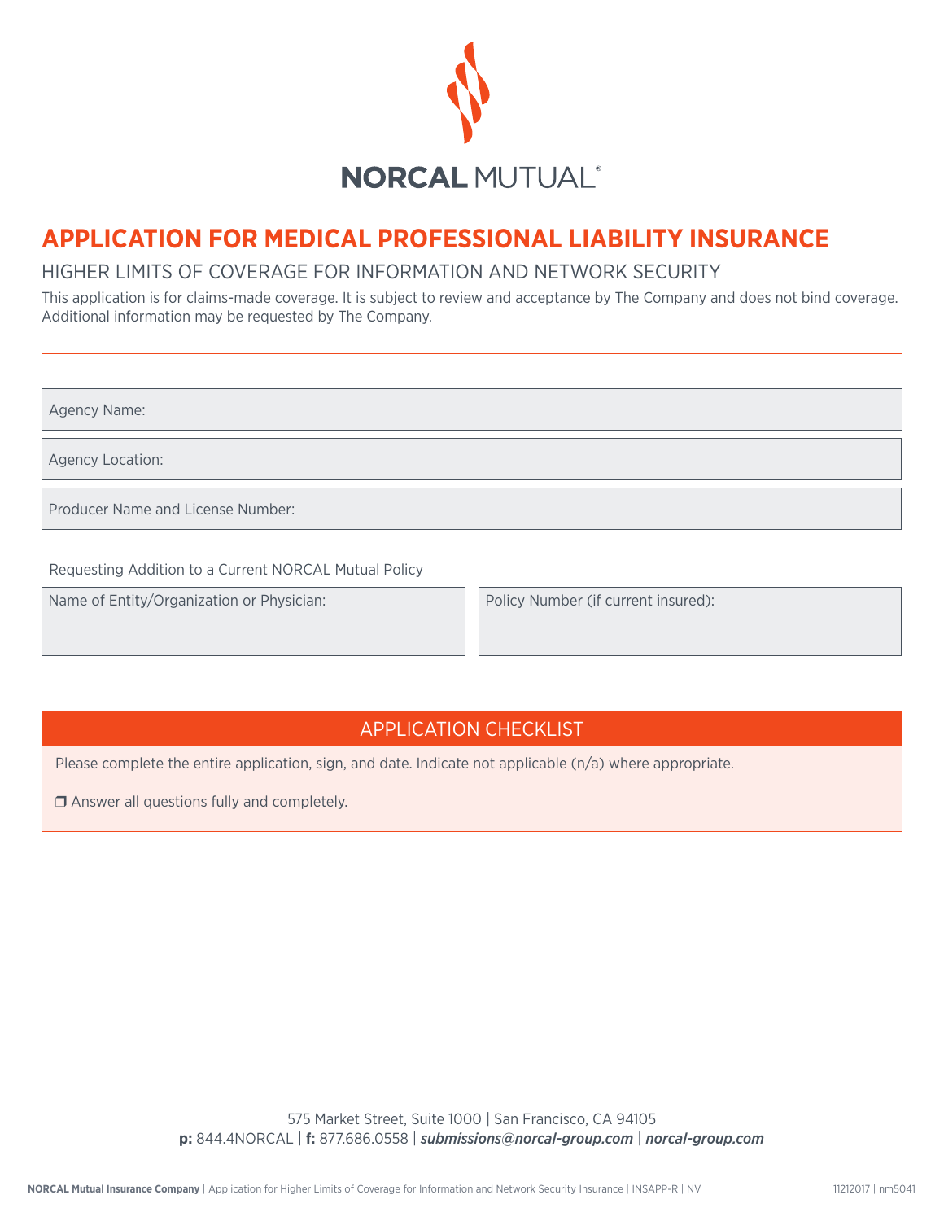NORCAL MUTUAL®

# APPLICATION FOR MEDICAL PROFESSIONAL LIABILITY INSURANCE

## HIGHER LIMITS OF COVERAGE FOR INFORMATION AND NETWORK SECURITY

This application is for claims-made coverage. It is subject to review and acceptance by The Company and does not bind coverage. Additional information may be requested by The Company.

---

Agency Name:

Agency Location:

Producer Name and License Number:

Requesting Addition to a Current NORCAL Mutual Policy

| Name of Entity/Organization or Physician: | Policy Number (if current insured): |
|---|---|
| | |

## APPLICATION CHECKLIST

Please complete the entire application, sign, and date. Indicate not applicable (n/a) where appropriate.

❐ Answer all questions fully and completely.

575 Market Street, Suite 1000 | San Francisco, CA 94105

**p:** 844.4NORCAL | **f:** 877.686.0558 | ***submissions@norcal-group.com*** | ***norcal-group.com***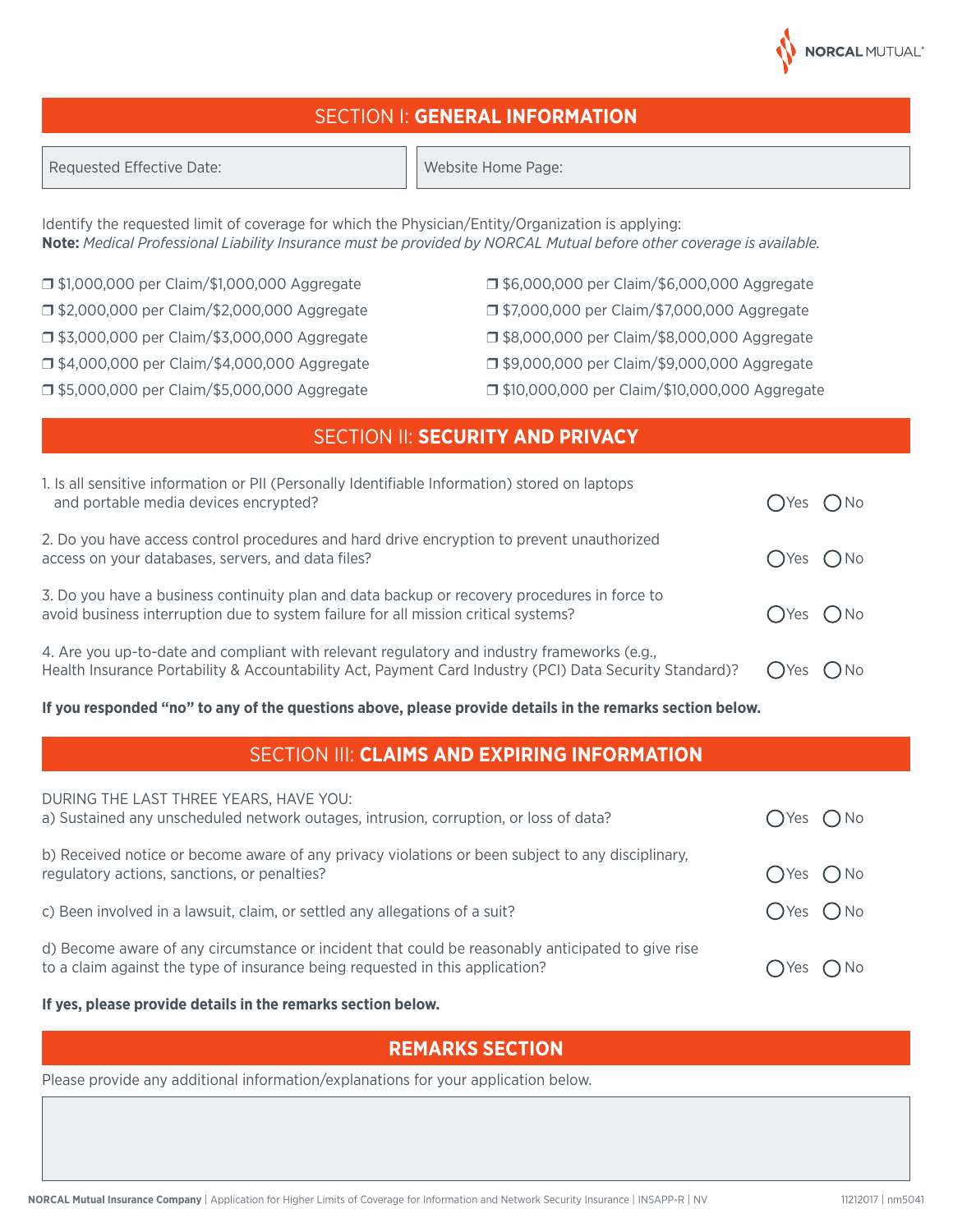## SECTION I: GENERAL INFORMATION

| Requested Effective Date: | Website Home Page: |
|---|---|

Identify the requested limit of coverage for which the Physician/Entity/Organization is applying:
**Note:** *Medical Professional Liability Insurance must be provided by NORCAL Mutual before other coverage is available.*

- ❐ $1,000,000 per Claim/$1,000,000 Aggregate
- ❐ $2,000,000 per Claim/$2,000,000 Aggregate
- ❐ $3,000,000 per Claim/$3,000,000 Aggregate
- ❐ $4,000,000 per Claim/$4,000,000 Aggregate
- ❐ $5,000,000 per Claim/$5,000,000 Aggregate
- ❐ $6,000,000 per Claim/$6,000,000 Aggregate
- ❐ $7,000,000 per Claim/$7,000,000 Aggregate
- ❐ $8,000,000 per Claim/$8,000,000 Aggregate
- ❐ $9,000,000 per Claim/$9,000,000 Aggregate
- ❐ $10,000,000 per Claim/$10,000,000 Aggregate

## SECTION II: SECURITY AND PRIVACY

1. Is all sensitive information or PII (Personally Identifiable Information) stored on laptops and portable media devices encrypted? ◯ Yes ◯ No

2. Do you have access control procedures and hard drive encryption to prevent unauthorized access on your databases, servers, and data files? ◯ Yes ◯ No

3. Do you have a business continuity plan and data backup or recovery procedures in force to avoid business interruption due to system failure for all mission critical systems? ◯ Yes ◯ No

4. Are you up-to-date and compliant with relevant regulatory and industry frameworks (e.g., Health Insurance Portability & Accountability Act, Payment Card Industry (PCI) Data Security Standard)? ◯ Yes ◯ No

**If you responded "no" to any of the questions above, please provide details in the remarks section below.**

## SECTION III: CLAIMS AND EXPIRING INFORMATION

DURING THE LAST THREE YEARS, HAVE YOU:

a) Sustained any unscheduled network outages, intrusion, corruption, or loss of data? ◯ Yes ◯ No

b) Received notice or become aware of any privacy violations or been subject to any disciplinary, regulatory actions, sanctions, or penalties? ◯ Yes ◯ No

c) Been involved in a lawsuit, claim, or settled any allegations of a suit? ◯ Yes ◯ No

d) Become aware of any circumstance or incident that could be reasonably anticipated to give rise to a claim against the type of insurance being requested in this application? ◯ Yes ◯ No

**If yes, please provide details in the remarks section below.**

## REMARKS SECTION

Please provide any additional information/explanations for your application below.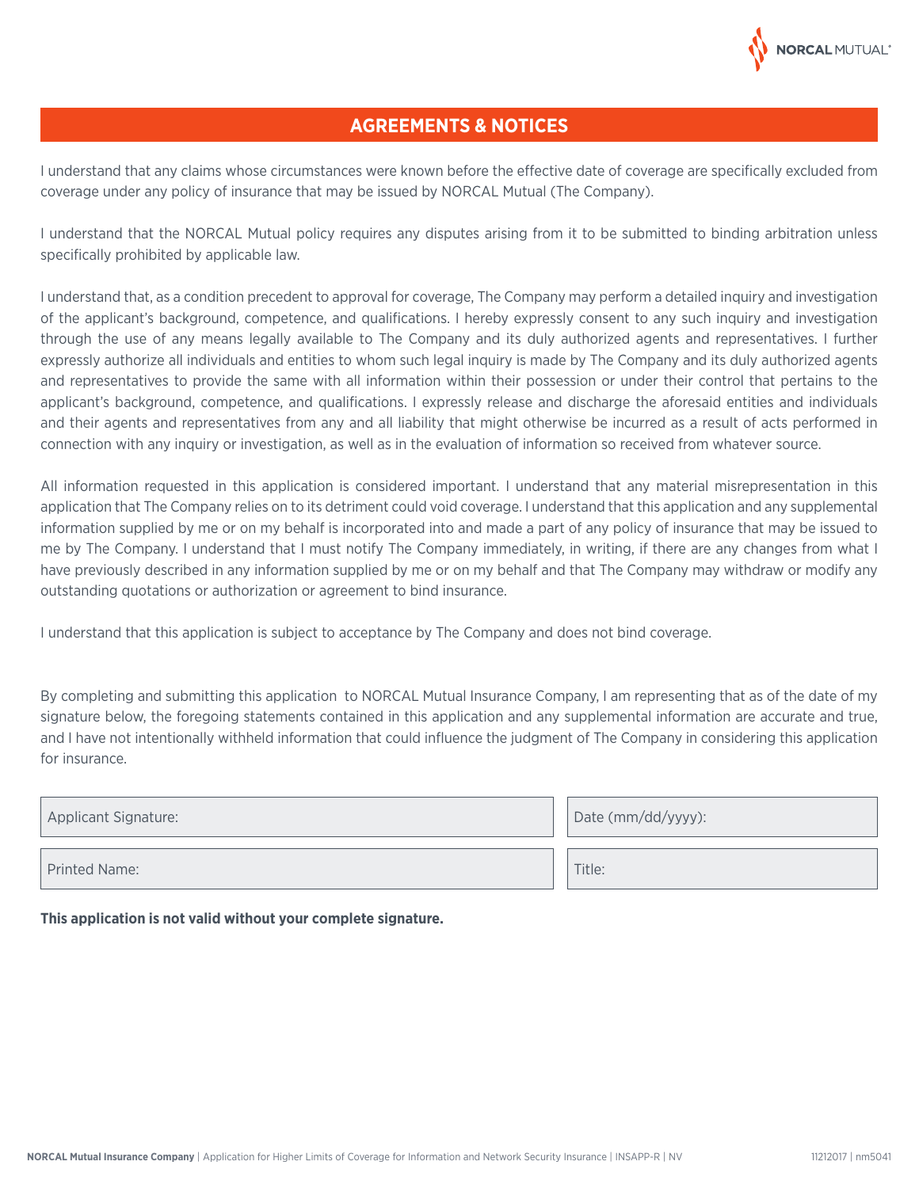## AGREEMENTS & NOTICES

I understand that any claims whose circumstances were known before the effective date of coverage are specifically excluded from coverage under any policy of insurance that may be issued by NORCAL Mutual (The Company).

I understand that the NORCAL Mutual policy requires any disputes arising from it to be submitted to binding arbitration unless specifically prohibited by applicable law.

I understand that, as a condition precedent to approval for coverage, The Company may perform a detailed inquiry and investigation of the applicant's background, competence, and qualifications. I hereby expressly consent to any such inquiry and investigation through the use of any means legally available to The Company and its duly authorized agents and representatives. I further expressly authorize all individuals and entities to whom such legal inquiry is made by The Company and its duly authorized agents and representatives to provide the same with all information within their possession or under their control that pertains to the applicant's background, competence, and qualifications. I expressly release and discharge the aforesaid entities and individuals and their agents and representatives from any and all liability that might otherwise be incurred as a result of acts performed in connection with any inquiry or investigation, as well as in the evaluation of information so received from whatever source.

All information requested in this application is considered important. I understand that any material misrepresentation in this application that The Company relies on to its detriment could void coverage. I understand that this application and any supplemental information supplied by me or on my behalf is incorporated into and made a part of any policy of insurance that may be issued to me by The Company. I understand that I must notify The Company immediately, in writing, if there are any changes from what I have previously described in any information supplied by me or on my behalf and that The Company may withdraw or modify any outstanding quotations or authorization or agreement to bind insurance.

I understand that this application is subject to acceptance by The Company and does not bind coverage.

By completing and submitting this application to NORCAL Mutual Insurance Company, I am representing that as of the date of my signature below, the foregoing statements contained in this application and any supplemental information are accurate and true, and I have not intentionally withheld information that could influence the judgment of The Company in considering this application for insurance.

| Applicant Signature: | Date (mm/dd/yyyy): |
|---|---|
| Printed Name: | Title: |

**This application is not valid without your complete signature.**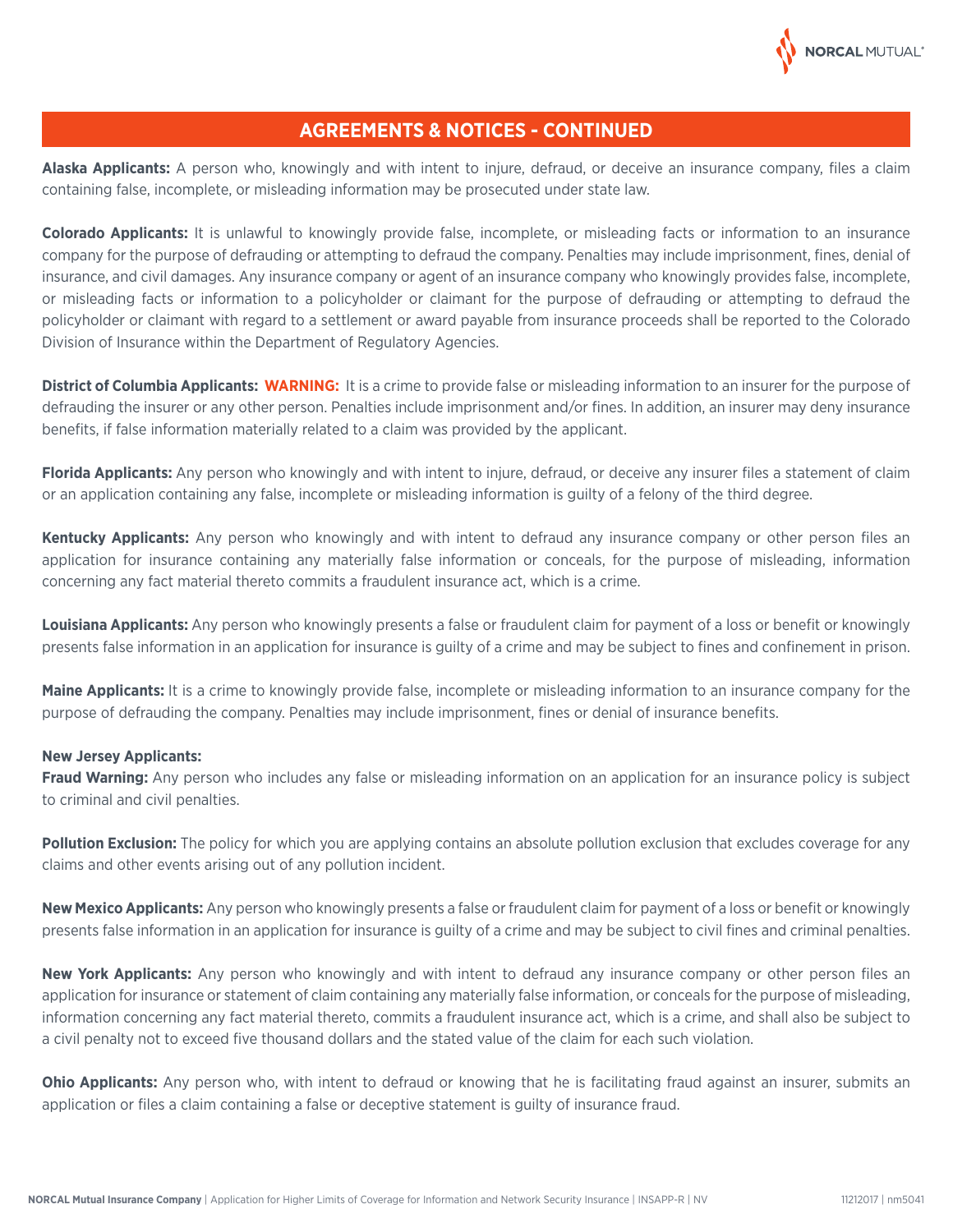## AGREEMENTS & NOTICES - CONTINUED

**Alaska Applicants:** A person who, knowingly and with intent to injure, defraud, or deceive an insurance company, files a claim containing false, incomplete, or misleading information may be prosecuted under state law.

**Colorado Applicants:** It is unlawful to knowingly provide false, incomplete, or misleading facts or information to an insurance company for the purpose of defrauding or attempting to defraud the company. Penalties may include imprisonment, fines, denial of insurance, and civil damages. Any insurance company or agent of an insurance company who knowingly provides false, incomplete, or misleading facts or information to a policyholder or claimant for the purpose of defrauding or attempting to defraud the policyholder or claimant with regard to a settlement or award payable from insurance proceeds shall be reported to the Colorado Division of Insurance within the Department of Regulatory Agencies.

**District of Columbia Applicants: WARNING:** It is a crime to provide false or misleading information to an insurer for the purpose of defrauding the insurer or any other person. Penalties include imprisonment and/or fines. In addition, an insurer may deny insurance benefits, if false information materially related to a claim was provided by the applicant.

**Florida Applicants:** Any person who knowingly and with intent to injure, defraud, or deceive any insurer files a statement of claim or an application containing any false, incomplete or misleading information is guilty of a felony of the third degree.

**Kentucky Applicants:** Any person who knowingly and with intent to defraud any insurance company or other person files an application for insurance containing any materially false information or conceals, for the purpose of misleading, information concerning any fact material thereto commits a fraudulent insurance act, which is a crime.

**Louisiana Applicants:** Any person who knowingly presents a false or fraudulent claim for payment of a loss or benefit or knowingly presents false information in an application for insurance is guilty of a crime and may be subject to fines and confinement in prison.

**Maine Applicants:** It is a crime to knowingly provide false, incomplete or misleading information to an insurance company for the purpose of defrauding the company. Penalties may include imprisonment, fines or denial of insurance benefits.

**New Jersey Applicants:**

**Fraud Warning:** Any person who includes any false or misleading information on an application for an insurance policy is subject to criminal and civil penalties.

**Pollution Exclusion:** The policy for which you are applying contains an absolute pollution exclusion that excludes coverage for any claims and other events arising out of any pollution incident.

**New Mexico Applicants:** Any person who knowingly presents a false or fraudulent claim for payment of a loss or benefit or knowingly presents false information in an application for insurance is guilty of a crime and may be subject to civil fines and criminal penalties.

**New York Applicants:** Any person who knowingly and with intent to defraud any insurance company or other person files an application for insurance or statement of claim containing any materially false information, or conceals for the purpose of misleading, information concerning any fact material thereto, commits a fraudulent insurance act, which is a crime, and shall also be subject to a civil penalty not to exceed five thousand dollars and the stated value of the claim for each such violation.

**Ohio Applicants:** Any person who, with intent to defraud or knowing that he is facilitating fraud against an insurer, submits an application or files a claim containing a false or deceptive statement is guilty of insurance fraud.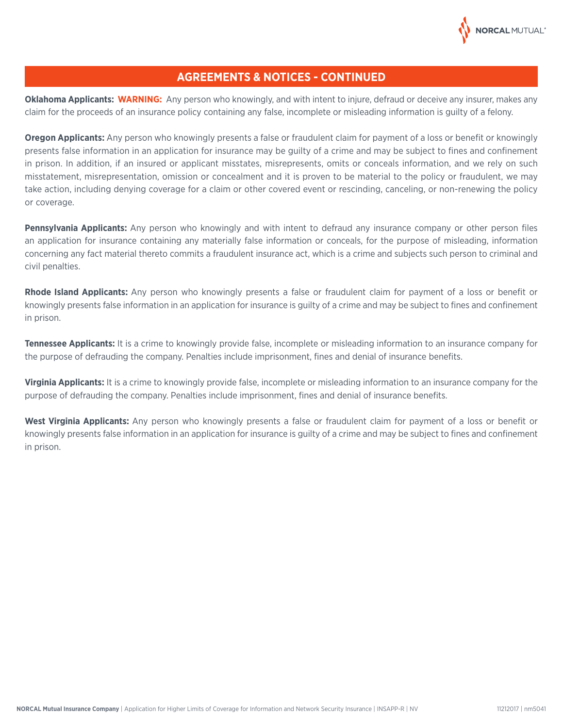## AGREEMENTS & NOTICES - CONTINUED

**Oklahoma Applicants:** **WARNING:** Any person who knowingly, and with intent to injure, defraud or deceive any insurer, makes any claim for the proceeds of an insurance policy containing any false, incomplete or misleading information is guilty of a felony.

**Oregon Applicants:** Any person who knowingly presents a false or fraudulent claim for payment of a loss or benefit or knowingly presents false information in an application for insurance may be guilty of a crime and may be subject to fines and confinement in prison. In addition, if an insured or applicant misstates, misrepresents, omits or conceals information, and we rely on such misstatement, misrepresentation, omission or concealment and it is proven to be material to the policy or fraudulent, we may take action, including denying coverage for a claim or other covered event or rescinding, canceling, or non-renewing the policy or coverage.

**Pennsylvania Applicants:** Any person who knowingly and with intent to defraud any insurance company or other person files an application for insurance containing any materially false information or conceals, for the purpose of misleading, information concerning any fact material thereto commits a fraudulent insurance act, which is a crime and subjects such person to criminal and civil penalties.

**Rhode Island Applicants:** Any person who knowingly presents a false or fraudulent claim for payment of a loss or benefit or knowingly presents false information in an application for insurance is guilty of a crime and may be subject to fines and confinement in prison.

**Tennessee Applicants:** It is a crime to knowingly provide false, incomplete or misleading information to an insurance company for the purpose of defrauding the company. Penalties include imprisonment, fines and denial of insurance benefits.

**Virginia Applicants:** It is a crime to knowingly provide false, incomplete or misleading information to an insurance company for the purpose of defrauding the company. Penalties include imprisonment, fines and denial of insurance benefits.

**West Virginia Applicants:** Any person who knowingly presents a false or fraudulent claim for payment of a loss or benefit or knowingly presents false information in an application for insurance is guilty of a crime and may be subject to fines and confinement in prison.